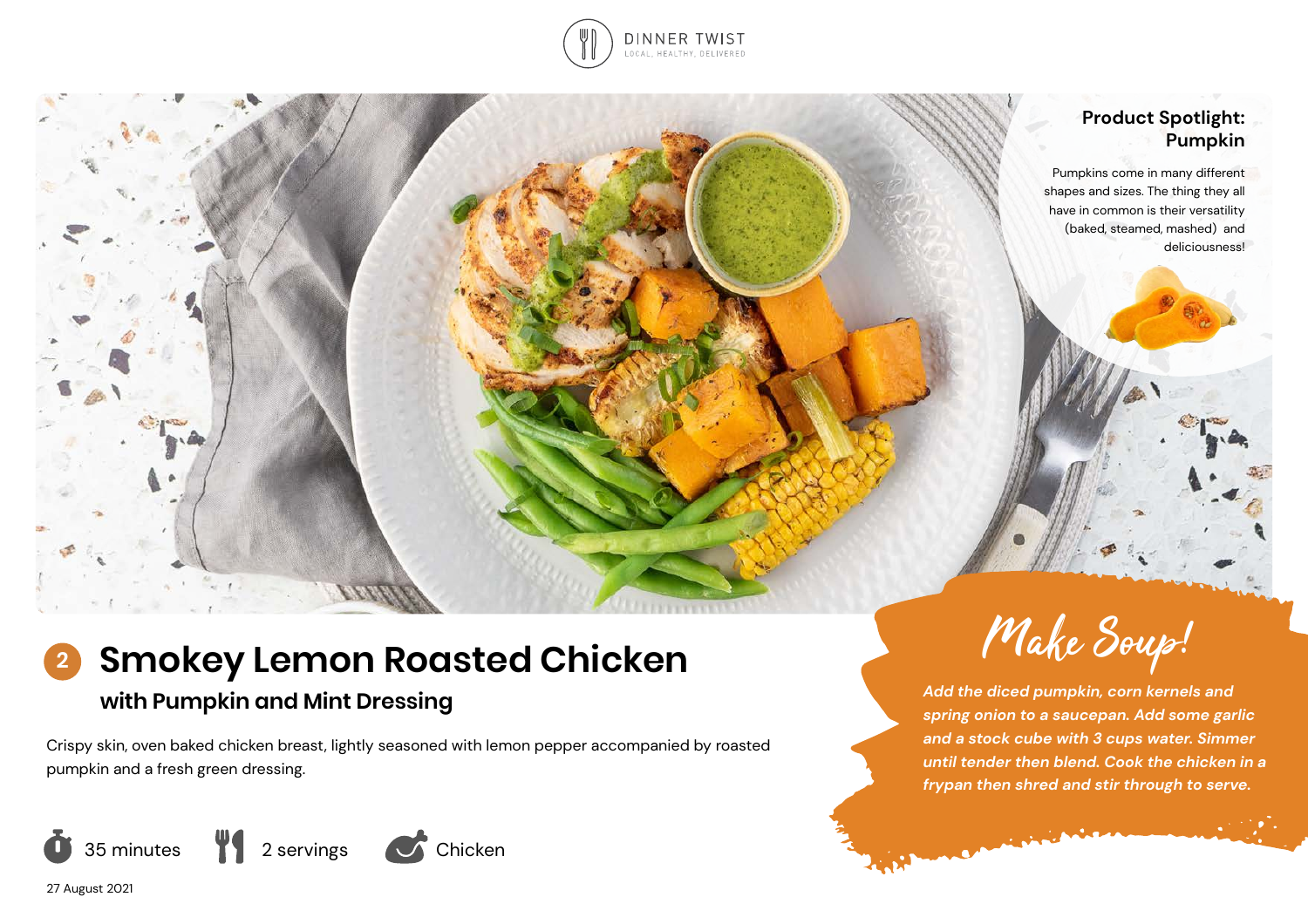DINNER TWIST

LOCAL, HEALTHY, DELIVERED

### Product Spotlight: Pumpkin

Pumpkins come in many different shapes and sizes. The thing they all have in common is their versatility (baked, steamed, mashed) and deliciousness!

# 2 Smokey Lemon Roasted Chicken

## with Pumpkin and Mint Dressing

Crispy skin, oven baked chicken breast, lightly seasoned with lemon pepper accompanied by roasted pumpkin and a fresh green dressing.

35 minutes | 2 servings | Chicken

27 August 2021

### Make Soup!

*Add the diced pumpkin, corn kernels and spring onion to a saucepan. Add some garlic and a stock cube with 3 cups water. Simmer until tender then blend. Cook the chicken in a frypan then shred and stir through to serve.*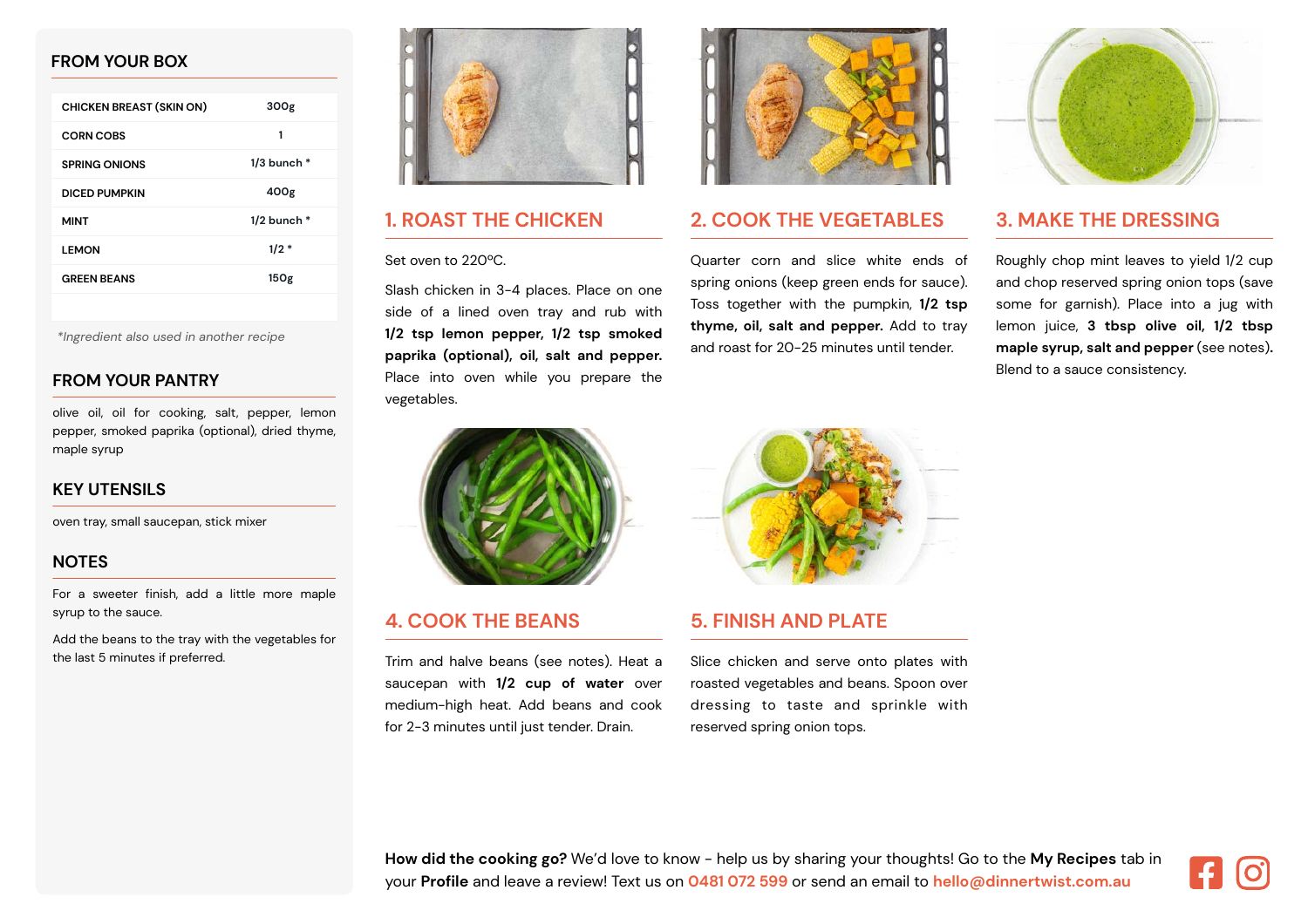## FROM YOUR BOX

| | |
|---|---|
| CHICKEN BREAST (SKIN ON) | 300g |
| CORN COBS | 1 |
| SPRING ONIONS | 1/3 bunch * |
| DICED PUMPKIN | 400g |
| MINT | 1/2 bunch * |
| LEMON | 1/2 * |
| GREEN BEANS | 150g |

*\*Ingredient also used in another recipe*

## FROM YOUR PANTRY

olive oil, oil for cooking, salt, pepper, lemon pepper, smoked paprika (optional), dried thyme, maple syrup

## KEY UTENSILS

oven tray, small saucepan, stick mixer

## NOTES

For a sweeter finish, add a little more maple syrup to the sauce.

Add the beans to the tray with the vegetables for the last 5 minutes if preferred.

## 1. ROAST THE CHICKEN

Set oven to 220°C.

Slash chicken in 3-4 places. Place on one side of a lined oven tray and rub with **1/2 tsp lemon pepper, 1/2 tsp smoked paprika (optional), oil, salt and pepper.** Place into oven while you prepare the vegetables.

## 2. COOK THE VEGETABLES

Quarter corn and slice white ends of spring onions (keep green ends for sauce). Toss together with the pumpkin, **1/2 tsp thyme, oil, salt and pepper.** Add to tray and roast for 20-25 minutes until tender.

## 3. MAKE THE DRESSING

Roughly chop mint leaves to yield 1/2 cup and chop reserved spring onion tops (save some for garnish). Place into a jug with lemon juice, **3 tbsp olive oil, 1/2 tbsp maple syrup, salt and pepper** (see notes). Blend to a sauce consistency.

## 4. COOK THE BEANS

Trim and halve beans (see notes). Heat a saucepan with **1/2 cup of water** over medium-high heat. Add beans and cook for 2-3 minutes until just tender. Drain.

## 5. FINISH AND PLATE

Slice chicken and serve onto plates with roasted vegetables and beans. Spoon over dressing to taste and sprinkle with reserved spring onion tops.

**How did the cooking go?** We'd love to know - help us by sharing your thoughts! Go to the **My Recipes** tab in your **Profile** and leave a review! Text us on 0481 072 599 or send an email to hello@dinnertwist.com.au